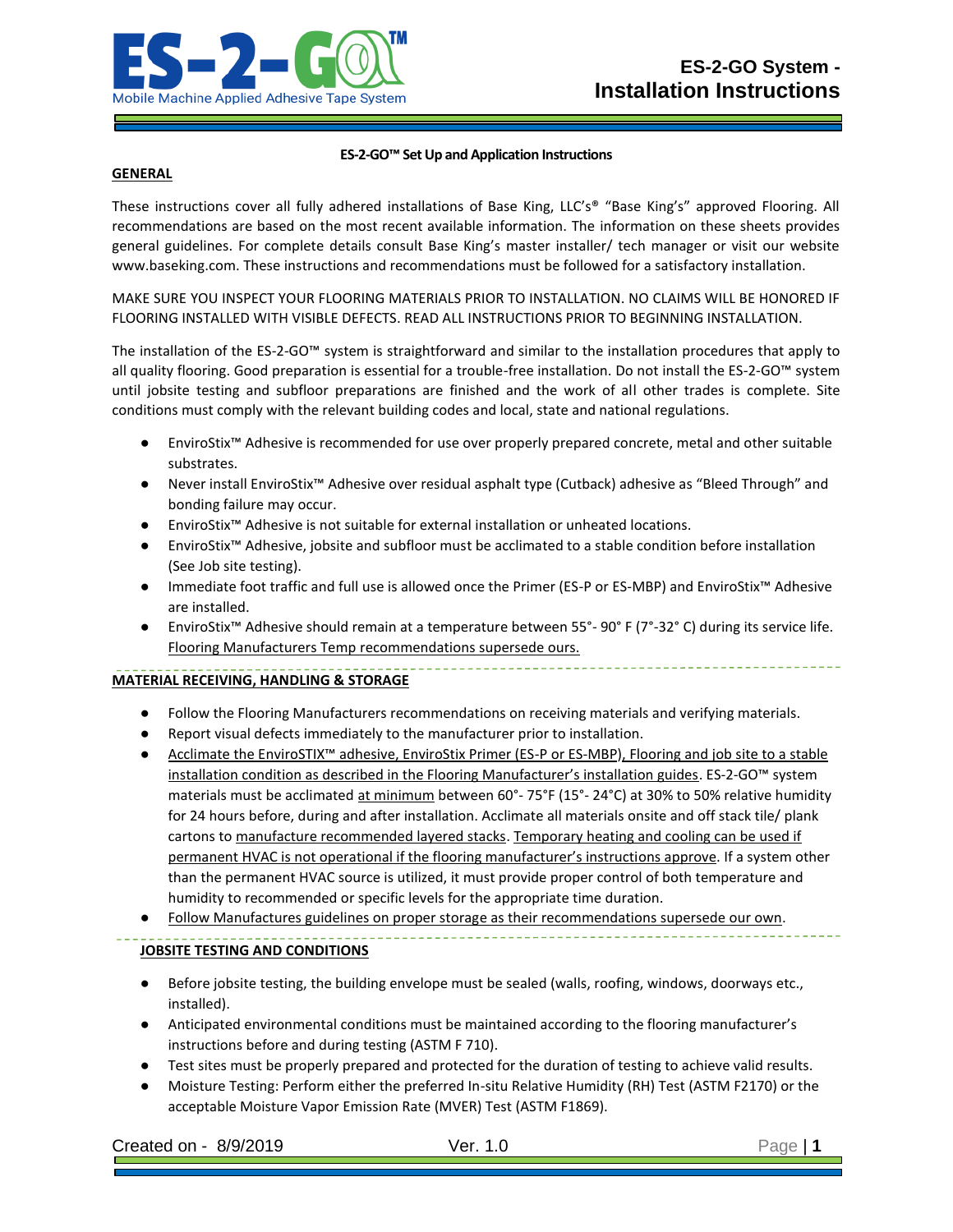# ES-2-GO System - Installation Instructions

ES-2-GO™ Mobile Machine Applied Adhesive Tape System

**ES-2-GO™ Set Up and Application Instructions**

## GENERAL

These instructions cover all fully adhered installations of Base King, LLC's® "Base King's" approved Flooring. All recommendations are based on the most recent available information. The information on these sheets provides general guidelines. For complete details consult Base King's master installer/ tech manager or visit our website www.baseking.com. These instructions and recommendations must be followed for a satisfactory installation.

MAKE SURE YOU INSPECT YOUR FLOORING MATERIALS PRIOR TO INSTALLATION. NO CLAIMS WILL BE HONORED IF FLOORING INSTALLED WITH VISIBLE DEFECTS. READ ALL INSTRUCTIONS PRIOR TO BEGINNING INSTALLATION.

The installation of the ES-2-GO™ system is straightforward and similar to the installation procedures that apply to all quality flooring. Good preparation is essential for a trouble-free installation. Do not install the ES-2-GO™ system until jobsite testing and subfloor preparations are finished and the work of all other trades is complete. Site conditions must comply with the relevant building codes and local, state and national regulations.

- EnviroStix™ Adhesive is recommended for use over properly prepared concrete, metal and other suitable substrates.
- Never install EnviroStix™ Adhesive over residual asphalt type (Cutback) adhesive as "Bleed Through" and bonding failure may occur.
- EnviroStix™ Adhesive is not suitable for external installation or unheated locations.
- EnviroStix™ Adhesive, jobsite and subfloor must be acclimated to a stable condition before installation (See Job site testing).
- Immediate foot traffic and full use is allowed once the Primer (ES-P or ES-MBP) and EnviroStix™ Adhesive are installed.
- EnviroStix™ Adhesive should remain at a temperature between 55°- 90° F (7°-32° C) during its service life. Flooring Manufacturers Temp recommendations supersede ours.

## MATERIAL RECEIVING, HANDLING & STORAGE

- Follow the Flooring Manufacturers recommendations on receiving materials and verifying materials.
- Report visual defects immediately to the manufacturer prior to installation.
- Acclimate the EnviroSTIX™ adhesive, EnviroStix Primer (ES-P or ES-MBP), Flooring and job site to a stable installation condition as described in the Flooring Manufacturer's installation guides. ES-2-GO™ system materials must be acclimated at minimum between 60°- 75°F (15°- 24°C) at 30% to 50% relative humidity for 24 hours before, during and after installation. Acclimate all materials onsite and off stack tile/ plank cartons to manufacture recommended layered stacks. Temporary heating and cooling can be used if permanent HVAC is not operational if the flooring manufacturer's instructions approve. If a system other than the permanent HVAC source is utilized, it must provide proper control of both temperature and humidity to recommended or specific levels for the appropriate time duration.
- Follow Manufactures guidelines on proper storage as their recommendations supersede our own.

## JOBSITE TESTING AND CONDITIONS

- Before jobsite testing, the building envelope must be sealed (walls, roofing, windows, doorways etc., installed).
- Anticipated environmental conditions must be maintained according to the flooring manufacturer's instructions before and during testing (ASTM F 710).
- Test sites must be properly prepared and protected for the duration of testing to achieve valid results.
- Moisture Testing: Perform either the preferred In-situ Relative Humidity (RH) Test (ASTM F2170) or the acceptable Moisture Vapor Emission Rate (MVER) Test (ASTM F1869).

Created on - 8/9/2019 Ver. 1.0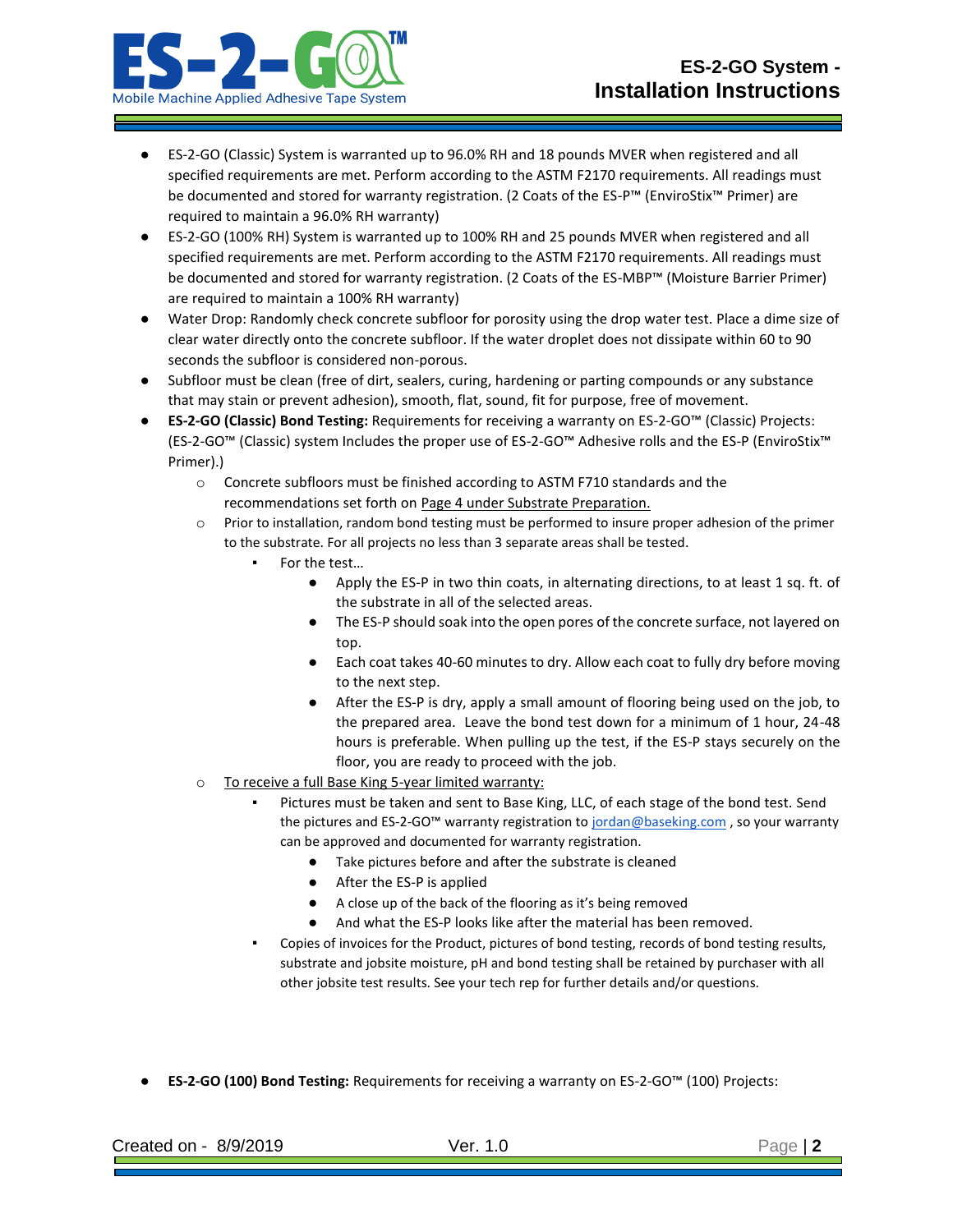- ES-2-GO (Classic) System is warranted up to 96.0% RH and 18 pounds MVER when registered and all specified requirements are met. Perform according to the ASTM F2170 requirements. All readings must be documented and stored for warranty registration. (2 Coats of the ES-P™ (EnviroStix™ Primer) are required to maintain a 96.0% RH warranty)
- ES-2-GO (100% RH) System is warranted up to 100% RH and 25 pounds MVER when registered and all specified requirements are met. Perform according to the ASTM F2170 requirements. All readings must be documented and stored for warranty registration. (2 Coats of the ES-MBP™ (Moisture Barrier Primer) are required to maintain a 100% RH warranty)
- Water Drop: Randomly check concrete subfloor for porosity using the drop water test. Place a dime size of clear water directly onto the concrete subfloor. If the water droplet does not dissipate within 60 to 90 seconds the subfloor is considered non-porous.
- Subfloor must be clean (free of dirt, sealers, curing, hardening or parting compounds or any substance that may stain or prevent adhesion), smooth, flat, sound, fit for purpose, free of movement.
- **ES-2-GO (Classic) Bond Testing:** Requirements for receiving a warranty on ES-2-GO™ (Classic) Projects: (ES-2-GO™ (Classic) system Includes the proper use of ES-2-GO™ Adhesive rolls and the ES-P (EnviroStix™ Primer).)
  - Concrete subfloors must be finished according to ASTM F710 standards and the recommendations set forth on Page 4 under Substrate Preparation.
  - Prior to installation, random bond testing must be performed to insure proper adhesion of the primer to the substrate. For all projects no less than 3 separate areas shall be tested.
    - For the test…
      - Apply the ES-P in two thin coats, in alternating directions, to at least 1 sq. ft. of the substrate in all of the selected areas.
      - The ES-P should soak into the open pores of the concrete surface, not layered on top.
      - Each coat takes 40-60 minutes to dry. Allow each coat to fully dry before moving to the next step.
      - After the ES-P is dry, apply a small amount of flooring being used on the job, to the prepared area. Leave the bond test down for a minimum of 1 hour, 24-48 hours is preferable. When pulling up the test, if the ES-P stays securely on the floor, you are ready to proceed with the job.
  - To receive a full Base King 5-year limited warranty:
    - Pictures must be taken and sent to Base King, LLC, of each stage of the bond test. Send the pictures and ES-2-GO™ warranty registration to jordan@baseking.com , so your warranty can be approved and documented for warranty registration.
      - Take pictures before and after the substrate is cleaned
      - After the ES-P is applied
      - A close up of the back of the flooring as it's being removed
      - And what the ES-P looks like after the material has been removed.
    - Copies of invoices for the Product, pictures of bond testing, records of bond testing results, substrate and jobsite moisture, pH and bond testing shall be retained by purchaser with all other jobsite test results. See your tech rep for further details and/or questions.

- **ES-2-GO (100) Bond Testing:** Requirements for receiving a warranty on ES-2-GO™ (100) Projects: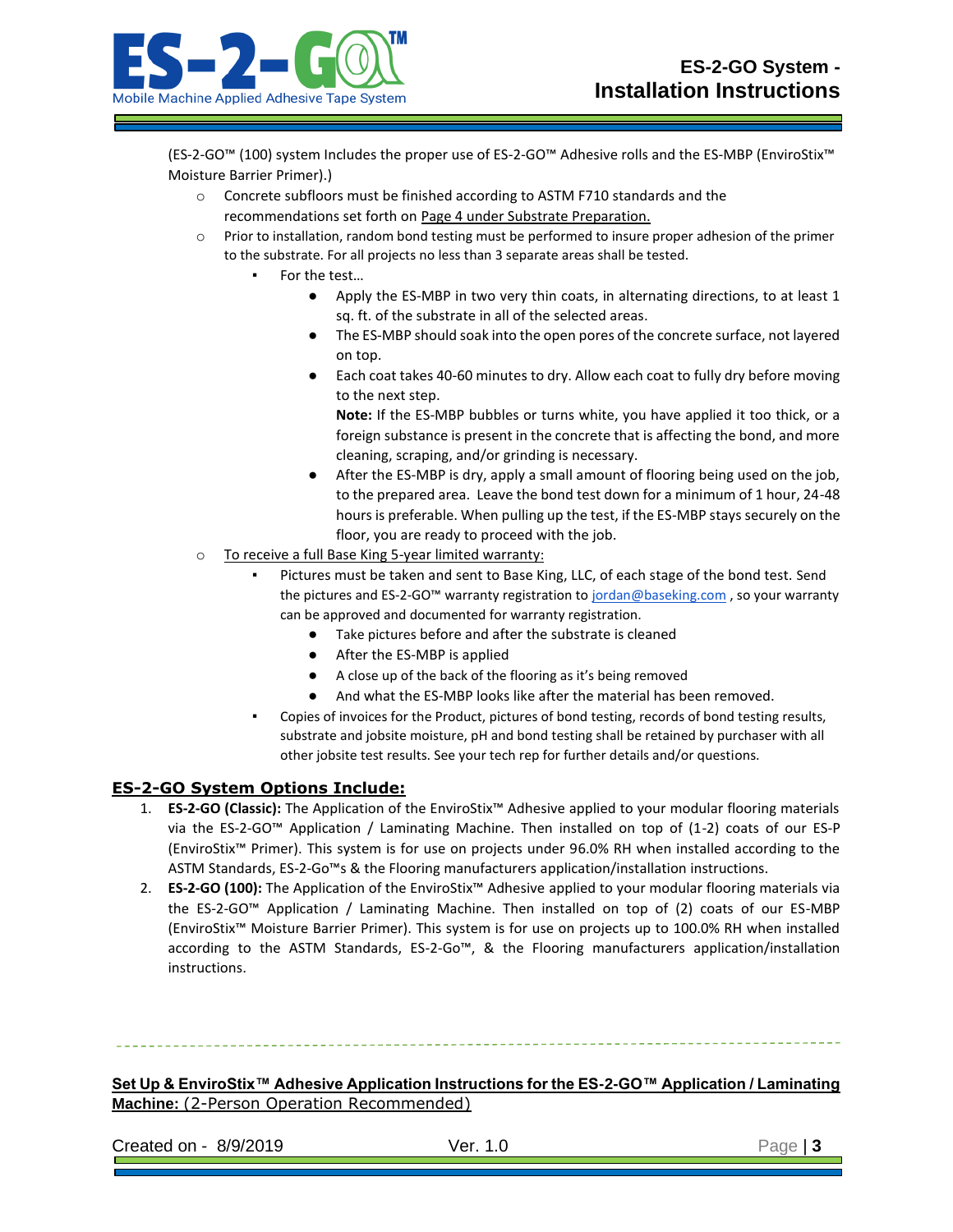(ES-2-GO™ (100) system Includes the proper use of ES-2-GO™ Adhesive rolls and the ES-MBP (EnviroStix™ Moisture Barrier Primer).)

- Concrete subfloors must be finished according to ASTM F710 standards and the recommendations set forth on Page 4 under Substrate Preparation.
- Prior to installation, random bond testing must be performed to insure proper adhesion of the primer to the substrate. For all projects no less than 3 separate areas shall be tested.
    - For the test…
        - Apply the ES-MBP in two very thin coats, in alternating directions, to at least 1 sq. ft. of the substrate in all of the selected areas.
        - The ES-MBP should soak into the open pores of the concrete surface, not layered on top.
        - Each coat takes 40-60 minutes to dry. Allow each coat to fully dry before moving to the next step.
          **Note:** If the ES-MBP bubbles or turns white, you have applied it too thick, or a foreign substance is present in the concrete that is affecting the bond, and more cleaning, scraping, and/or grinding is necessary.
        - After the ES-MBP is dry, apply a small amount of flooring being used on the job, to the prepared area. Leave the bond test down for a minimum of 1 hour, 24-48 hours is preferable. When pulling up the test, if the ES-MBP stays securely on the floor, you are ready to proceed with the job.
- To receive a full Base King 5-year limited warranty:
    - Pictures must be taken and sent to Base King, LLC, of each stage of the bond test. Send the pictures and ES-2-GO™ warranty registration to jordan@baseking.com , so your warranty can be approved and documented for warranty registration.
        - Take pictures before and after the substrate is cleaned
        - After the ES-MBP is applied
        - A close up of the back of the flooring as it's being removed
        - And what the ES-MBP looks like after the material has been removed.
    - Copies of invoices for the Product, pictures of bond testing, records of bond testing results, substrate and jobsite moisture, pH and bond testing shall be retained by purchaser with all other jobsite test results. See your tech rep for further details and/or questions.

## ES-2-GO System Options Include:

1. **ES-2-GO (Classic):** The Application of the EnviroStix™ Adhesive applied to your modular flooring materials via the ES-2-GO™ Application / Laminating Machine. Then installed on top of (1-2) coats of our ES-P (EnviroStix™ Primer). This system is for use on projects under 96.0% RH when installed according to the ASTM Standards, ES-2-Go™s & the Flooring manufacturers application/installation instructions.
2. **ES-2-GO (100):** The Application of the EnviroStix™ Adhesive applied to your modular flooring materials via the ES-2-GO™ Application / Laminating Machine. Then installed on top of (2) coats of our ES-MBP (EnviroStix™ Moisture Barrier Primer). This system is for use on projects up to 100.0% RH when installed according to the ASTM Standards, ES-2-Go™, & the Flooring manufacturers application/installation instructions.

---

## Set Up & EnviroStix™ Adhesive Application Instructions for the ES-2-GO™ Application / Laminating Machine: (2-Person Operation Recommended)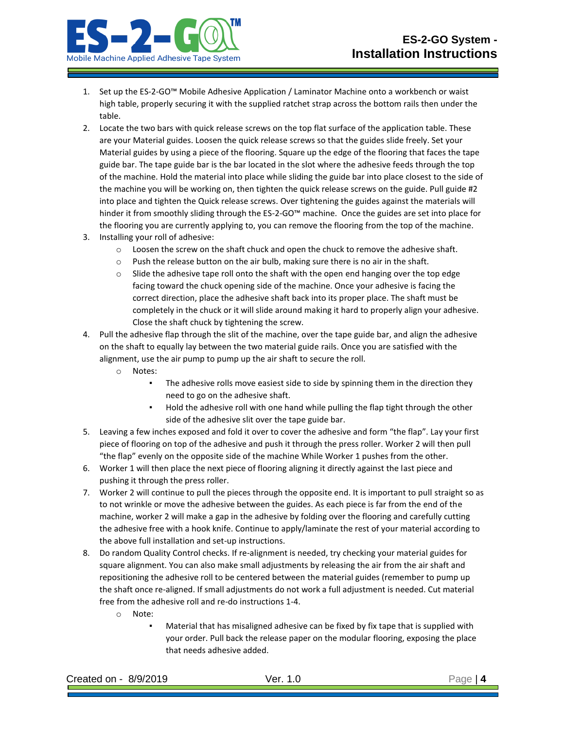1. Set up the ES-2-GO™ Mobile Adhesive Application / Laminator Machine onto a workbench or waist high table, properly securing it with the supplied ratchet strap across the bottom rails then under the table.
2. Locate the two bars with quick release screws on the top flat surface of the application table. These are your Material guides. Loosen the quick release screws so that the guides slide freely. Set your Material guides by using a piece of the flooring. Square up the edge of the flooring that faces the tape guide bar. The tape guide bar is the bar located in the slot where the adhesive feeds through the top of the machine. Hold the material into place while sliding the guide bar into place closest to the side of the machine you will be working on, then tighten the quick release screws on the guide. Pull guide #2 into place and tighten the Quick release screws. Over tightening the guides against the materials will hinder it from smoothly sliding through the ES-2-GO™ machine. Once the guides are set into place for the flooring you are currently applying to, you can remove the flooring from the top of the machine.
3. Installing your roll of adhesive:
   - Loosen the screw on the shaft chuck and open the chuck to remove the adhesive shaft.
   - Push the release button on the air bulb, making sure there is no air in the shaft.
   - Slide the adhesive tape roll onto the shaft with the open end hanging over the top edge facing toward the chuck opening side of the machine. Once your adhesive is facing the correct direction, place the adhesive shaft back into its proper place. The shaft must be completely in the chuck or it will slide around making it hard to properly align your adhesive. Close the shaft chuck by tightening the screw.
4. Pull the adhesive flap through the slit of the machine, over the tape guide bar, and align the adhesive on the shaft to equally lay between the two material guide rails. Once you are satisfied with the alignment, use the air pump to pump up the air shaft to secure the roll.
   - Notes:
     - The adhesive rolls move easiest side to side by spinning them in the direction they need to go on the adhesive shaft.
     - Hold the adhesive roll with one hand while pulling the flap tight through the other side of the adhesive slit over the tape guide bar.
5. Leaving a few inches exposed and fold it over to cover the adhesive and form "the flap". Lay your first piece of flooring on top of the adhesive and push it through the press roller. Worker 2 will then pull "the flap" evenly on the opposite side of the machine While Worker 1 pushes from the other.
6. Worker 1 will then place the next piece of flooring aligning it directly against the last piece and pushing it through the press roller.
7. Worker 2 will continue to pull the pieces through the opposite end. It is important to pull straight so as to not wrinkle or move the adhesive between the guides. As each piece is far from the end of the machine, worker 2 will make a gap in the adhesive by folding over the flooring and carefully cutting the adhesive free with a hook knife. Continue to apply/laminate the rest of your material according to the above full installation and set-up instructions.
8. Do random Quality Control checks. If re-alignment is needed, try checking your material guides for square alignment. You can also make small adjustments by releasing the air from the air shaft and repositioning the adhesive roll to be centered between the material guides (remember to pump up the shaft once re-aligned. If small adjustments do not work a full adjustment is needed. Cut material free from the adhesive roll and re-do instructions 1-4.
   - Note:
     - Material that has misaligned adhesive can be fixed by fix tape that is supplied with your order. Pull back the release paper on the modular flooring, exposing the place that needs adhesive added.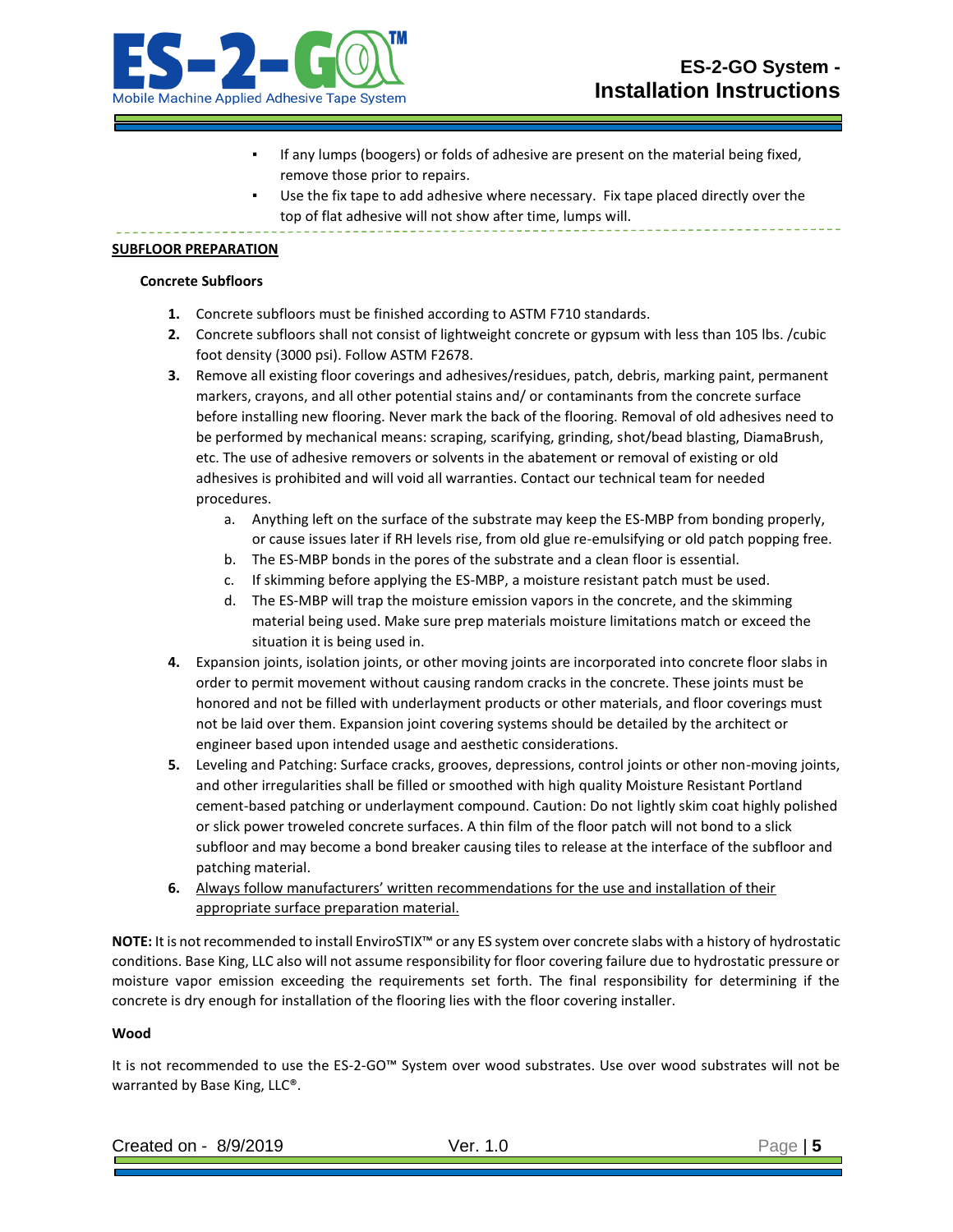- If any lumps (boogers) or folds of adhesive are present on the material being fixed, remove those prior to repairs.
- Use the fix tape to add adhesive where necessary. Fix tape placed directly over the top of flat adhesive will not show after time, lumps will.

---

## SUBFLOOR PREPARATION

### Concrete Subfloors

1. Concrete subfloors must be finished according to ASTM F710 standards.
2. Concrete subfloors shall not consist of lightweight concrete or gypsum with less than 105 lbs. /cubic foot density (3000 psi). Follow ASTM F2678.
3. Remove all existing floor coverings and adhesives/residues, patch, debris, marking paint, permanent markers, crayons, and all other potential stains and/ or contaminants from the concrete surface before installing new flooring. Never mark the back of the flooring. Removal of old adhesives need to be performed by mechanical means: scraping, scarifying, grinding, shot/bead blasting, DiamaBrush, etc. The use of adhesive removers or solvents in the abatement or removal of existing or old adhesives is prohibited and will void all warranties. Contact our technical team for needed procedures.
   a. Anything left on the surface of the substrate may keep the ES-MBP from bonding properly, or cause issues later if RH levels rise, from old glue re-emulsifying or old patch popping free.
   b. The ES-MBP bonds in the pores of the substrate and a clean floor is essential.
   c. If skimming before applying the ES-MBP, a moisture resistant patch must be used.
   d. The ES-MBP will trap the moisture emission vapors in the concrete, and the skimming material being used. Make sure prep materials moisture limitations match or exceed the situation it is being used in.
4. Expansion joints, isolation joints, or other moving joints are incorporated into concrete floor slabs in order to permit movement without causing random cracks in the concrete. These joints must be honored and not be filled with underlayment products or other materials, and floor coverings must not be laid over them. Expansion joint covering systems should be detailed by the architect or engineer based upon intended usage and aesthetic considerations.
5. Leveling and Patching: Surface cracks, grooves, depressions, control joints or other non-moving joints, and other irregularities shall be filled or smoothed with high quality Moisture Resistant Portland cement-based patching or underlayment compound. Caution: Do not lightly skim coat highly polished or slick power troweled concrete surfaces. A thin film of the floor patch will not bond to a slick subfloor and may become a bond breaker causing tiles to release at the interface of the subfloor and patching material.
6. <u>Always follow manufacturers' written recommendations for the use and installation of their appropriate surface preparation material.</u>

**NOTE:** It is not recommended to install EnviroSTIX™ or any ES system over concrete slabs with a history of hydrostatic conditions. Base King, LLC also will not assume responsibility for floor covering failure due to hydrostatic pressure or moisture vapor emission exceeding the requirements set forth. The final responsibility for determining if the concrete is dry enough for installation of the flooring lies with the floor covering installer.

### Wood

It is not recommended to use the ES-2-GO™ System over wood substrates. Use over wood substrates will not be warranted by Base King, LLC®.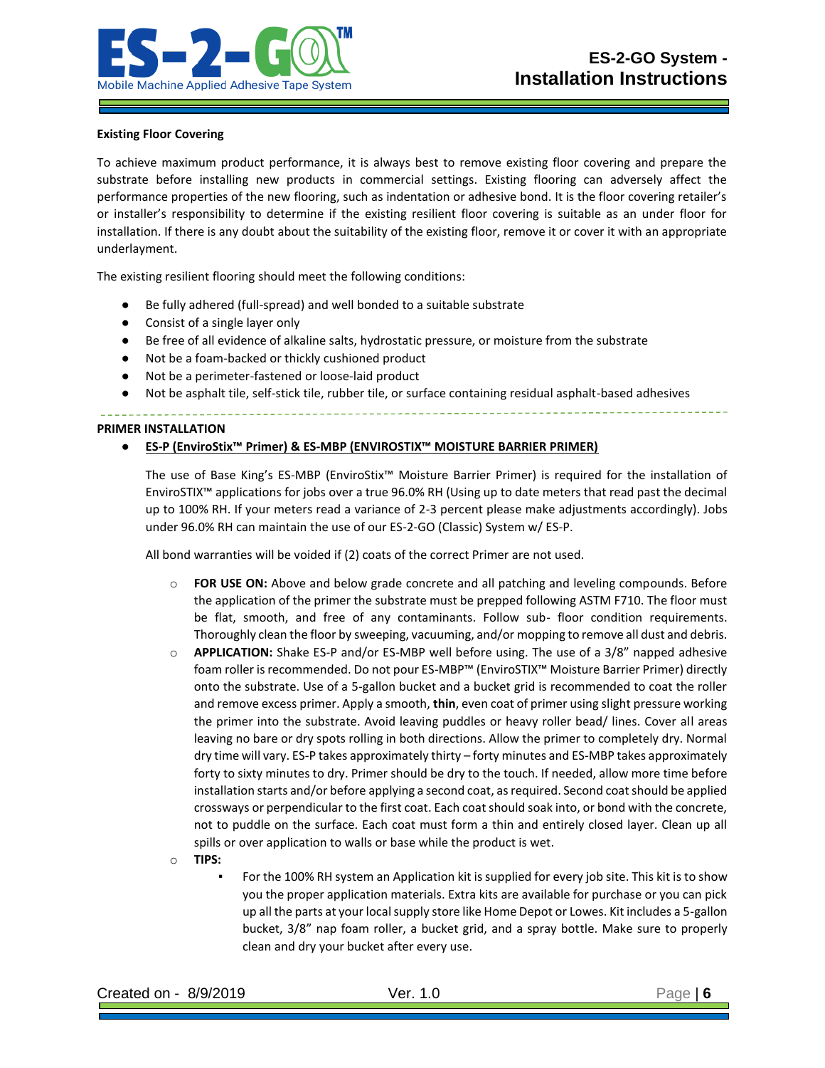**Existing Floor Covering**

To achieve maximum product performance, it is always best to remove existing floor covering and prepare the substrate before installing new products in commercial settings. Existing flooring can adversely affect the performance properties of the new flooring, such as indentation or adhesive bond. It is the floor covering retailer's or installer's responsibility to determine if the existing resilient floor covering is suitable as an under floor for installation. If there is any doubt about the suitability of the existing floor, remove it or cover it with an appropriate underlayment.

The existing resilient flooring should meet the following conditions:

- Be fully adhered (full-spread) and well bonded to a suitable substrate
- Consist of a single layer only
- Be free of all evidence of alkaline salts, hydrostatic pressure, or moisture from the substrate
- Not be a foam-backed or thickly cushioned product
- Not be a perimeter-fastened or loose-laid product
- Not be asphalt tile, self-stick tile, rubber tile, or surface containing residual asphalt-based adhesives

---

**PRIMER INSTALLATION**

- <u>**ES-P (EnviroStix™ Primer) & ES-MBP (ENVIROSTIX™ MOISTURE BARRIER PRIMER)**</u>

  The use of Base King's ES-MBP (EnviroStix™ Moisture Barrier Primer) is required for the installation of EnviroSTIX™ applications for jobs over a true 96.0% RH (Using up to date meters that read past the decimal up to 100% RH. If your meters read a variance of 2-3 percent please make adjustments accordingly). Jobs under 96.0% RH can maintain the use of our ES-2-GO (Classic) System w/ ES-P.

  All bond warranties will be voided if (2) coats of the correct Primer are not used.

  - **FOR USE ON:** Above and below grade concrete and all patching and leveling compounds. Before the application of the primer the substrate must be prepped following ASTM F710. The floor must be flat, smooth, and free of any contaminants. Follow sub- floor condition requirements. Thoroughly clean the floor by sweeping, vacuuming, and/or mopping to remove all dust and debris.
  - **APPLICATION:** Shake ES-P and/or ES-MBP well before using. The use of a 3/8" napped adhesive foam roller is recommended. Do not pour ES-MBP™ (EnviroSTIX™ Moisture Barrier Primer) directly onto the substrate. Use of a 5-gallon bucket and a bucket grid is recommended to coat the roller and remove excess primer. Apply a smooth, **thin**, even coat of primer using slight pressure working the primer into the substrate. Avoid leaving puddles or heavy roller bead/ lines. Cover all areas leaving no bare or dry spots rolling in both directions. Allow the primer to completely dry. Normal dry time will vary. ES-P takes approximately thirty – forty minutes and ES-MBP takes approximately forty to sixty minutes to dry. Primer should be dry to the touch. If needed, allow more time before installation starts and/or before applying a second coat, as required. Second coat should be applied crossways or perpendicular to the first coat. Each coat should soak into, or bond with the concrete, not to puddle on the surface. Each coat must form a thin and entirely closed layer. Clean up all spills or over application to walls or base while the product is wet.
  - **TIPS:**
    - For the 100% RH system an Application kit is supplied for every job site. This kit is to show you the proper application materials. Extra kits are available for purchase or you can pick up all the parts at your local supply store like Home Depot or Lowes. Kit includes a 5-gallon bucket, 3/8" nap foam roller, a bucket grid, and a spray bottle. Make sure to properly clean and dry your bucket after every use.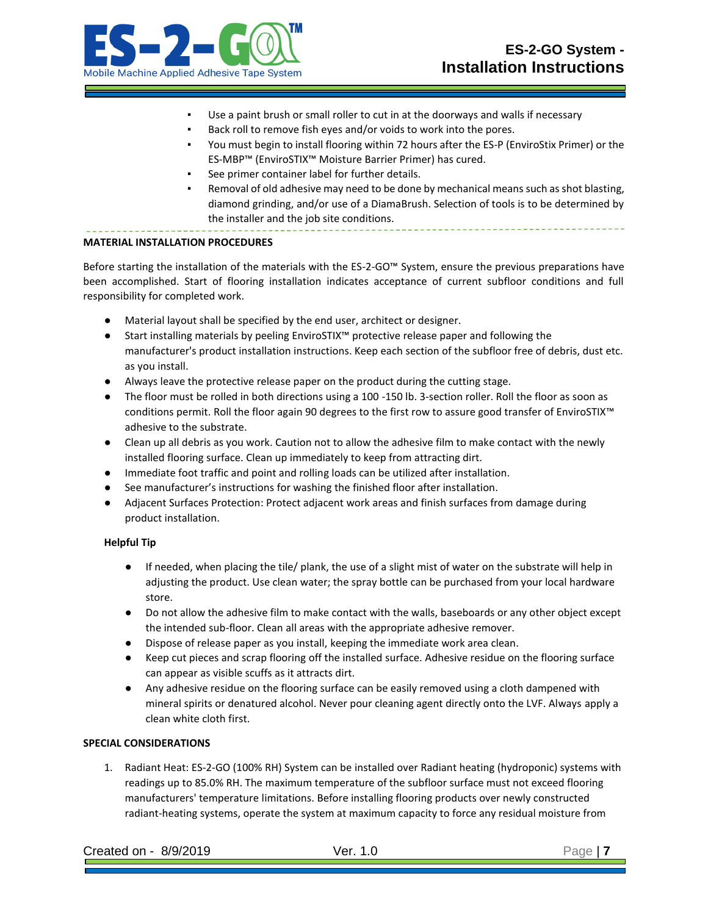- Use a paint brush or small roller to cut in at the doorways and walls if necessary
- Back roll to remove fish eyes and/or voids to work into the pores.
- You must begin to install flooring within 72 hours after the ES-P (EnviroStix Primer) or the ES-MBP™ (EnviroSTIX™ Moisture Barrier Primer) has cured.
- See primer container label for further details.
- Removal of old adhesive may need to be done by mechanical means such as shot blasting, diamond grinding, and/or use of a DiamaBrush. Selection of tools is to be determined by the installer and the job site conditions.

**MATERIAL INSTALLATION PROCEDURES**

Before starting the installation of the materials with the ES-2-GO™ System, ensure the previous preparations have been accomplished. Start of flooring installation indicates acceptance of current subfloor conditions and full responsibility for completed work.

- Material layout shall be specified by the end user, architect or designer.
- Start installing materials by peeling EnviroSTIX™ protective release paper and following the manufacturer's product installation instructions. Keep each section of the subfloor free of debris, dust etc. as you install.
- Always leave the protective release paper on the product during the cutting stage.
- The floor must be rolled in both directions using a 100 -150 lb. 3-section roller. Roll the floor as soon as conditions permit. Roll the floor again 90 degrees to the first row to assure good transfer of EnviroSTIX™ adhesive to the substrate.
- Clean up all debris as you work. Caution not to allow the adhesive film to make contact with the newly installed flooring surface. Clean up immediately to keep from attracting dirt.
- Immediate foot traffic and point and rolling loads can be utilized after installation.
- See manufacturer's instructions for washing the finished floor after installation.
- Adjacent Surfaces Protection: Protect adjacent work areas and finish surfaces from damage during product installation.

**Helpful Tip**

- If needed, when placing the tile/ plank, the use of a slight mist of water on the substrate will help in adjusting the product. Use clean water; the spray bottle can be purchased from your local hardware store.
- Do not allow the adhesive film to make contact with the walls, baseboards or any other object except the intended sub-floor. Clean all areas with the appropriate adhesive remover.
- Dispose of release paper as you install, keeping the immediate work area clean.
- Keep cut pieces and scrap flooring off the installed surface. Adhesive residue on the flooring surface can appear as visible scuffs as it attracts dirt.
- Any adhesive residue on the flooring surface can be easily removed using a cloth dampened with mineral spirits or denatured alcohol. Never pour cleaning agent directly onto the LVF. Always apply a clean white cloth first.

**SPECIAL CONSIDERATIONS**

1. Radiant Heat: ES-2-GO (100% RH) System can be installed over Radiant heating (hydroponic) systems with readings up to 85.0% RH. The maximum temperature of the subfloor surface must not exceed flooring manufacturers' temperature limitations. Before installing flooring products over newly constructed radiant-heating systems, operate the system at maximum capacity to force any residual moisture from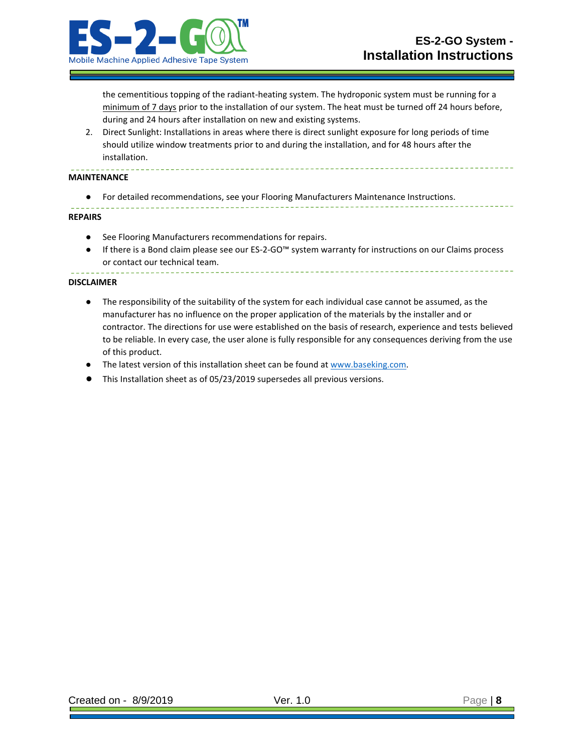the cementitious topping of the radiant-heating system. The hydroponic system must be running for a minimum of 7 days prior to the installation of our system. The heat must be turned off 24 hours before, during and 24 hours after installation on new and existing systems.

2. Direct Sunlight: Installations in areas where there is direct sunlight exposure for long periods of time should utilize window treatments prior to and during the installation, and for 48 hours after the installation.

**MAINTENANCE**

- For detailed recommendations, see your Flooring Manufacturers Maintenance Instructions.

**REPAIRS**

- See Flooring Manufacturers recommendations for repairs.
- If there is a Bond claim please see our ES-2-GO™ system warranty for instructions on our Claims process or contact our technical team.

**DISCLAIMER**

- The responsibility of the suitability of the system for each individual case cannot be assumed, as the manufacturer has no influence on the proper application of the materials by the installer and or contractor. The directions for use were established on the basis of research, experience and tests believed to be reliable. In every case, the user alone is fully responsible for any consequences deriving from the use of this product.
- The latest version of this installation sheet can be found at www.baseking.com.
- This Installation sheet as of 05/23/2019 supersedes all previous versions.